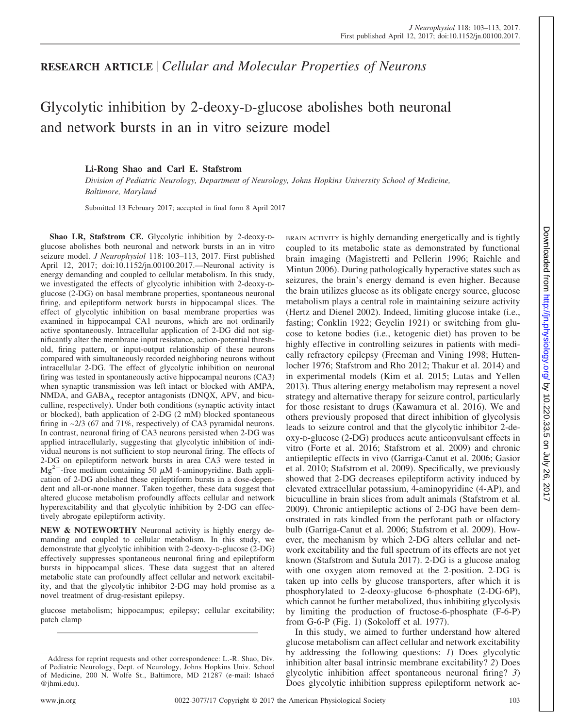**RESEARCH ARTICLE** | *Cellular and Molecular Properties of Neurons*

# Glycolytic inhibition by 2-deoxy-D-glucose abolishes both neuronal and network bursts in an in vitro seizure model

**Li-Rong Shao and Carl E. Stafstrom**

*Division of Pediatric Neurology, Department of Neurology, Johns Hopkins University School of Medicine, Baltimore, Maryland*

Submitted 13 February 2017; accepted in final form 8 April 2017

**Shao LR, Stafstrom CE.** Glycolytic inhibition by 2-deoxy-D-glucose abolishes both neuronal and network bursts in an in vitro seizure model. *J Neurophysiol* 118: 103–113, 2017. First published April 12, 2017; doi:10.1152/jn.00100.2017.—Neuronal activity is energy demanding and coupled to cellular metabolism. In this study, we investigated the effects of glycolytic inhibition with 2-deoxy-D-glucose (2-DG) on basal membrane properties, spontaneous neuronal firing, and epileptiform network bursts in hippocampal slices. The effect of glycolytic inhibition on basal membrane properties was examined in hippocampal CA1 neurons, which are not ordinarily active spontaneously. Intracellular application of 2-DG did not significantly alter the membrane input resistance, action-potential threshold, firing pattern, or input-output relationship of these neurons compared with simultaneously recorded neighboring neurons without intracellular 2-DG. The effect of glycolytic inhibition on neuronal firing was tested in spontaneously active hippocampal neurons (CA3) when synaptic transmission was left intact or blocked with AMPA, NMDA, and $GABA_A$ receptor antagonists (DNQX, APV, and bicuculline, respectively). Under both conditions (synaptic activity intact or blocked), bath application of 2-DG (2 mM) blocked spontaneous firing in ~2/3 (67 and 71%, respectively) of CA3 pyramidal neurons. In contrast, neuronal firing of CA3 neurons persisted when 2-DG was applied intracellularly, suggesting that glycolytic inhibition of individual neurons is not sufficient to stop neuronal firing. The effects of 2-DG on epileptiform network bursts in area CA3 were tested in $Mg^{2+}$-free medium containing 50 $\mu$M 4-aminopyridine. Bath application of 2-DG abolished these epileptiform bursts in a dose-dependent and all-or-none manner. Taken together, these data suggest that altered glucose metabolism profoundly affects cellular and network hyperexcitability and that glycolytic inhibition by 2-DG can effectively abrogate epileptiform activity.

**NEW & NOTEWORTHY** Neuronal activity is highly energy demanding and coupled to cellular metabolism. In this study, we demonstrate that glycolytic inhibition with 2-deoxy-D-glucose (2-DG) effectively suppresses spontaneous neuronal firing and epileptiform bursts in hippocampal slices. These data suggest that an altered metabolic state can profoundly affect cellular and network excitability, and that the glycolytic inhibitor 2-DG may hold promise as a novel treatment of drug-resistant epilepsy.

glucose metabolism; hippocampus; epilepsy; cellular excitability; patch clamp

Address for reprint requests and other correspondence: L.-R. Shao, Div. of Pediatric Neurology, Dept. of Neurology, Johns Hopkins Univ. School of Medicine, 200 N. Wolfe St., Baltimore, MD 21287 (e-mail: lshao5@jhmi.edu).

BRAIN ACTIVITY is highly demanding energetically and is tightly coupled to its metabolic state as demonstrated by functional brain imaging (Magistretti and Pellerin 1996; Raichle and Mintun 2006). During pathologically hyperactive states such as seizures, the brain's energy demand is even higher. Because the brain utilizes glucose as its obligate energy source, glucose metabolism plays a central role in maintaining seizure activity (Hertz and Dienel 2002). Indeed, limiting glucose intake (i.e., fasting; Conklin 1922; Geyelin 1921) or switching from glucose to ketone bodies (i.e., ketogenic diet) has proven to be highly effective in controlling seizures in patients with medically refractory epilepsy (Freeman and Vining 1998; Huttenlocher 1976; Stafstrom and Rho 2012; Thakur et al. 2014) and in experimental models (Kim et al. 2015; Lutas and Yellen 2013). Thus altering energy metabolism may represent a novel strategy and alternative therapy for seizure control, particularly for those resistant to drugs (Kawamura et al. 2016). We and others previously proposed that direct inhibition of glycolysis leads to seizure control and that the glycolytic inhibitor 2-deoxy-D-glucose (2-DG) produces acute anticonvulsant effects in vitro (Forte et al. 2016; Stafstrom et al. 2009) and chronic antiepileptic effects in vivo (Garriga-Canut et al. 2006; Gasior et al. 2010; Stafstrom et al. 2009). Specifically, we previously showed that 2-DG decreases epileptiform activity induced by elevated extracellular potassium, 4-aminopyridine (4-AP), and bicuculline in brain slices from adult animals (Stafstrom et al. 2009). Chronic antiepileptic actions of 2-DG have been demonstrated in rats kindled from the perforant path or olfactory bulb (Garriga-Canut et al. 2006; Stafstrom et al. 2009). However, the mechanism by which 2-DG alters cellular and network excitability and the full spectrum of its effects are not yet known (Stafstrom and Sutula 2017). 2-DG is a glucose analog with one oxygen atom removed at the 2-position. 2-DG is taken up into cells by glucose transporters, after which it is phosphorylated to 2-deoxy-glucose 6-phosphate (2-DG-6P), which cannot be further metabolized, thus inhibiting glycolysis by limiting the production of fructose-6-phosphate (F-6-P) from G-6-P (Fig. 1) (Sokoloff et al. 1977).

In this study, we aimed to further understand how altered glucose metabolism can affect cellular and network excitability by addressing the following questions: *1*) Does glycolytic inhibition alter basal intrinsic membrane excitability? *2*) Does glycolytic inhibition affect spontaneous neuronal firing? *3*) Does glycolytic inhibition suppress epileptiform network ac-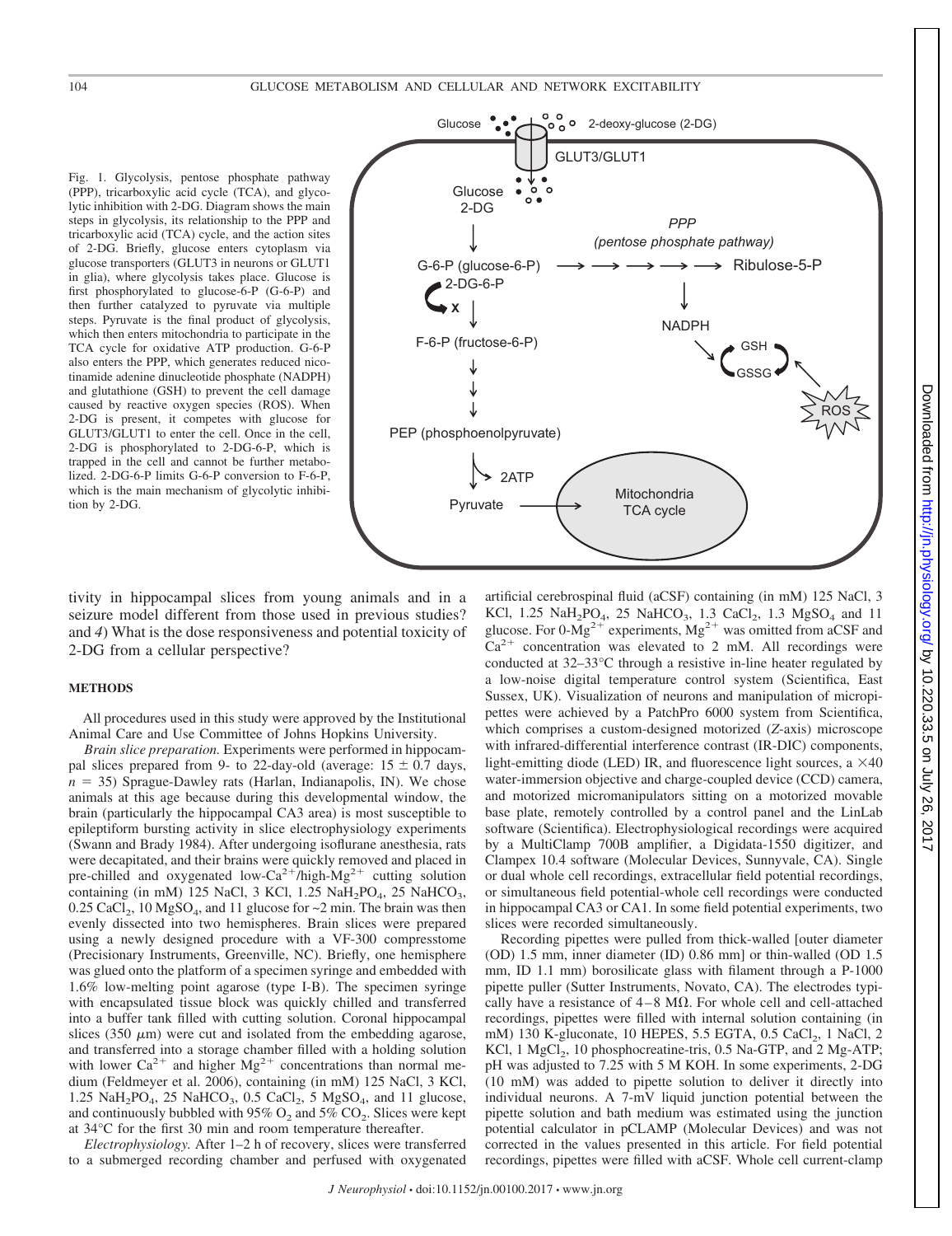Fig. 1. Glycolysis, pentose phosphate pathway (PPP), tricarboxylic acid cycle (TCA), and glycolytic inhibition with 2-DG. Diagram shows the main steps in glycolysis, its relationship to the PPP and tricarboxylic acid (TCA) cycle, and the action sites of 2-DG. Briefly, glucose enters cytoplasm via glucose transporters (GLUT3 in neurons or GLUT1 in glia), where glycolysis takes place. Glucose is first phosphorylated to glucose-6-P (G-6-P) and then further catalyzed to pyruvate via multiple steps. Pyruvate is the final product of glycolysis, which then enters mitochondria to participate in the TCA cycle for oxidative ATP production. G-6-P also enters the PPP, which generates reduced nicotinamide adenine dinucleotide phosphate (NADPH) and glutathione (GSH) to prevent the cell damage caused by reactive oxygen species (ROS). When 2-DG is present, it competes with glucose for GLUT3/GLUT1 to enter the cell. Once in the cell, 2-DG is phosphorylated to 2-DG-6-P, which is trapped in the cell and cannot be further metabolized. 2-DG-6-P limits G-6-P conversion to F-6-P, which is the main mechanism of glycolytic inhibition by 2-DG.

tivity in hippocampal slices from young animals and in a seizure model different from those used in previous studies? and *4*) What is the dose responsiveness and potential toxicity of 2-DG from a cellular perspective?

## METHODS

All procedures used in this study were approved by the Institutional Animal Care and Use Committee of Johns Hopkins University.

*Brain slice preparation.* Experiments were performed in hippocampal slices prepared from 9- to 22-day-old (average: $15 \pm 0.7$ days, $n = 35$) Sprague-Dawley rats (Harlan, Indianapolis, IN). We chose animals at this age because during this developmental window, the brain (particularly the hippocampal CA3 area) is most susceptible to epileptiform bursting activity in slice electrophysiology experiments (Swann and Brady 1984). After undergoing isoflurane anesthesia, rats were decapitated, and their brains were quickly removed and placed in pre-chilled and oxygenated low-$Ca^{2+}$/high-$Mg^{2+}$ cutting solution containing (in mM) 125 NaCl, 3 KCl, 1.25 $NaH_2PO_4$, 25 $NaHCO_3$, 0.25 $CaCl_2$, 10 $MgSO_4$, and 11 glucose for ~2 min. The brain was then evenly dissected into two hemispheres. Brain slices were prepared using a newly designed procedure with a VF-300 compresstome (Precisionary Instruments, Greenville, NC). Briefly, one hemisphere was glued onto the platform of a specimen syringe and embedded with 1.6% low-melting point agarose (type I-B). The specimen syringe with encapsulated tissue block was quickly chilled and transferred into a buffer tank filled with cutting solution. Coronal hippocampal slices (350 $\mu$m) were cut and isolated from the embedding agarose, and transferred into a storage chamber filled with a holding solution with lower $Ca^{2+}$ and higher $Mg^{2+}$ concentrations than normal medium (Feldmeyer et al. 2006), containing (in mM) 125 NaCl, 3 KCl, 1.25 $NaH_2PO_4$, 25 $NaHCO_3$, 0.5 $CaCl_2$, 5 $MgSO_4$, and 11 glucose, and continuously bubbled with 95% $O_2$ and 5% $CO_2$. Slices were kept at 34°C for the first 30 min and room temperature thereafter.

*Electrophysiology.* After 1–2 h of recovery, slices were transferred to a submerged recording chamber and perfused with oxygenated artificial cerebrospinal fluid (aCSF) containing (in mM) 125 NaCl, 3 KCl, 1.25 $NaH_2PO_4$, 25 $NaHCO_3$, 1.3 $CaCl_2$, 1.3 $MgSO_4$ and 11 glucose. For 0-$Mg^{2+}$ experiments, $Mg^{2+}$ was omitted from aCSF and $Ca^{2+}$ concentration was elevated to 2 mM. All recordings were conducted at 32–33°C through a resistive in-line heater regulated by a low-noise digital temperature control system (Scientifica, East Sussex, UK). Visualization of neurons and manipulation of micropipettes were achieved by a PatchPro 6000 system from Scientifica, which comprises a custom-designed motorized (*Z*-axis) microscope with infrared-differential interference contrast (IR-DIC) components, light-emitting diode (LED) IR, and fluorescence light sources, a ×40 water-immersion objective and charge-coupled device (CCD) camera, and motorized micromanipulators sitting on a motorized movable base plate, remotely controlled by a control panel and the LinLab software (Scientifica). Electrophysiological recordings were acquired by a MultiClamp 700B amplifier, a Digidata-1550 digitizer, and Clampex 10.4 software (Molecular Devices, Sunnyvale, CA). Single or dual whole cell recordings, extracellular field potential recordings, or simultaneous field potential-whole cell recordings were conducted in hippocampal CA3 or CA1. In some field potential experiments, two slices were recorded simultaneously.

Recording pipettes were pulled from thick-walled [outer diameter (OD) 1.5 mm, inner diameter (ID) 0.86 mm] or thin-walled (OD 1.5 mm, ID 1.1 mm) borosilicate glass with filament through a P-1000 pipette puller (Sutter Instruments, Novato, CA). The electrodes typically have a resistance of 4–8 M$\Omega$. For whole cell and cell-attached recordings, pipettes were filled with internal solution containing (in mM) 130 K-gluconate, 10 HEPES, 5.5 EGTA, 0.5 $CaCl_2$, 1 NaCl, 2 KCl, 1 $MgCl_2$, 10 phosphocreatine-tris, 0.5 Na-GTP, and 2 Mg-ATP; pH was adjusted to 7.25 with 5 M KOH. In some experiments, 2-DG (10 mM) was added to pipette solution to deliver it directly into individual neurons. A 7-mV liquid junction potential between the pipette solution and bath medium was estimated using the junction potential calculator in pCLAMP (Molecular Devices) and was not corrected in the values presented in this article. For field potential recordings, pipettes were filled with aCSF. Whole cell current-clamp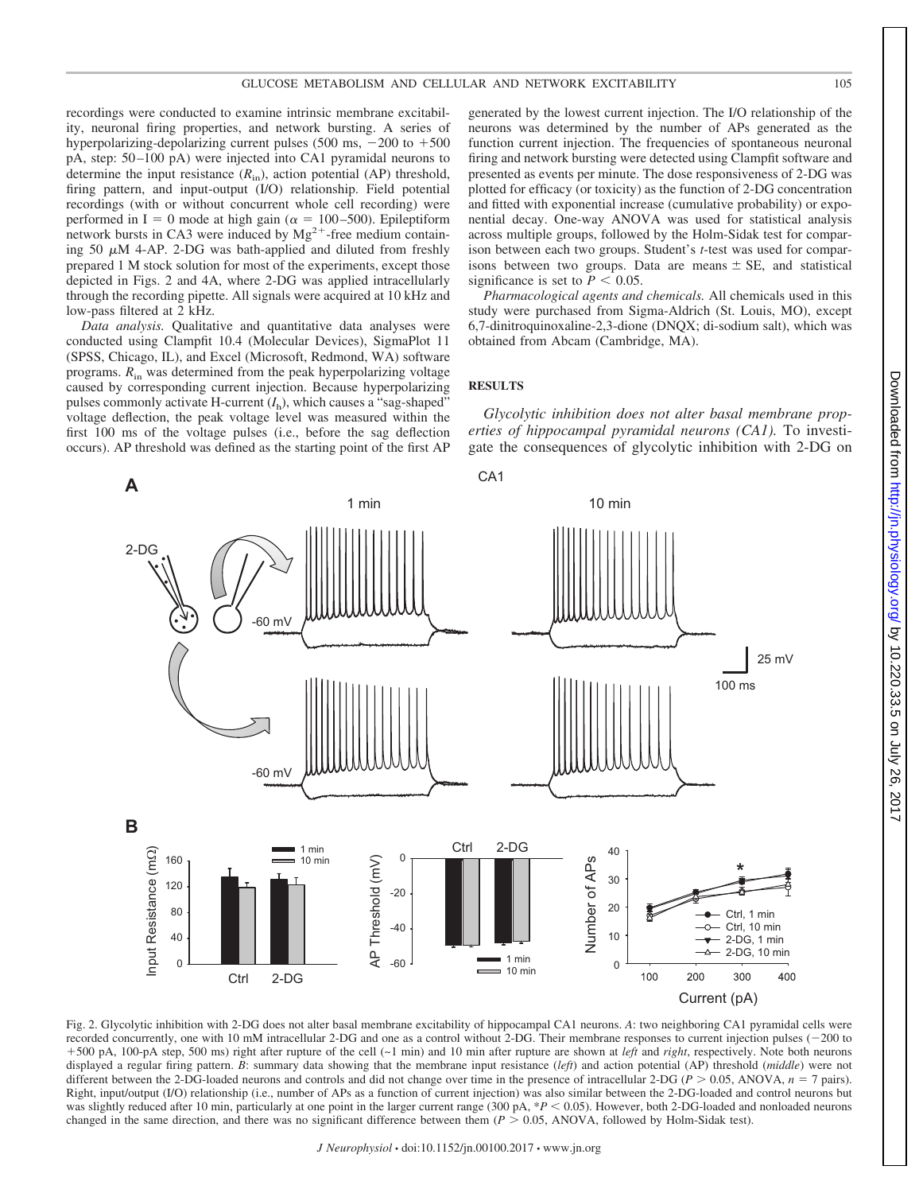recordings were conducted to examine intrinsic membrane excitability, neuronal firing properties, and network bursting. A series of hyperpolarizing-depolarizing current pulses (500 ms, −200 to +500 pA, step: 50–100 pA) were injected into CA1 pyramidal neurons to determine the input resistance ($R_{in}$), action potential (AP) threshold, firing pattern, and input-output (I/O) relationship. Field potential recordings (with or without concurrent whole cell recording) were performed in I = 0 mode at high gain ($\alpha$ = 100–500). Epileptiform network bursts in CA3 were induced by $Mg^{2+}$-free medium containing 50 μM 4-AP. 2-DG was bath-applied and diluted from freshly prepared 1 M stock solution for most of the experiments, except those depicted in Figs. 2 and 4A, where 2-DG was applied intracellularly through the recording pipette. All signals were acquired at 10 kHz and low-pass filtered at 2 kHz.

*Data analysis.* Qualitative and quantitative data analyses were conducted using Clampfit 10.4 (Molecular Devices), SigmaPlot 11 (SPSS, Chicago, IL), and Excel (Microsoft, Redmond, WA) software programs. $R_{in}$ was determined from the peak hyperpolarizing voltage caused by corresponding current injection. Because hyperpolarizing pulses commonly activate H-current ($I_h$), which causes a "sag-shaped" voltage deflection, the peak voltage level was measured within the first 100 ms of the voltage pulses (i.e., before the sag deflection occurs). AP threshold was defined as the starting point of the first AP generated by the lowest current injection. The I/O relationship of the neurons was determined by the number of APs generated as the function current injection. The frequencies of spontaneous neuronal firing and network bursting were detected using Clampfit software and presented as events per minute. The dose responsiveness of 2-DG was plotted for efficacy (or toxicity) as the function of 2-DG concentration and fitted with exponential increase (cumulative probability) or exponential decay. One-way ANOVA was used for statistical analysis across multiple groups, followed by the Holm-Sidak test for comparison between each two groups. Student's *t*-test was used for comparisons between two groups. Data are means ± SE, and statistical significance is set to $P < 0.05$.

*Pharmacological agents and chemicals.* All chemicals used in this study were purchased from Sigma-Aldrich (St. Louis, MO), except 6,7-dinitroquinoxaline-2,3-dione (DNQX; di-sodium salt), which was obtained from Abcam (Cambridge, MA).

## RESULTS

*Glycolytic inhibition does not alter basal membrane properties of hippocampal pyramidal neurons (CA1).* To investigate the consequences of glycolytic inhibition with 2-DG on

Fig. 2. Glycolytic inhibition with 2-DG does not alter basal membrane excitability of hippocampal CA1 neurons. *A*: two neighboring CA1 pyramidal cells were recorded concurrently, one with 10 mM intracellular 2-DG and one as a control without 2-DG. Their membrane responses to current injection pulses (−200 to +500 pA, 100-pA step, 500 ms) right after rupture of the cell (~1 min) and 10 min after rupture are shown at *left* and *right*, respectively. Note both neurons displayed a regular firing pattern. *B*: summary data showing that the membrane input resistance (*left*) and action potential (AP) threshold (*middle*) were not different between the 2-DG-loaded neurons and controls and did not change over time in the presence of intracellular 2-DG ($P > 0.05$, ANOVA, $n = 7$ pairs). Right, input/output (I/O) relationship (i.e., number of APs as a function of current injection) was also similar between the 2-DG-loaded and control neurons but was slightly reduced after 10 min, particularly at one point in the larger current range (300 pA, $*P < 0.05$). However, both 2-DG-loaded and nonloaded neurons changed in the same direction, and there was no significant difference between them ($P > 0.05$, ANOVA, followed by Holm-Sidak test).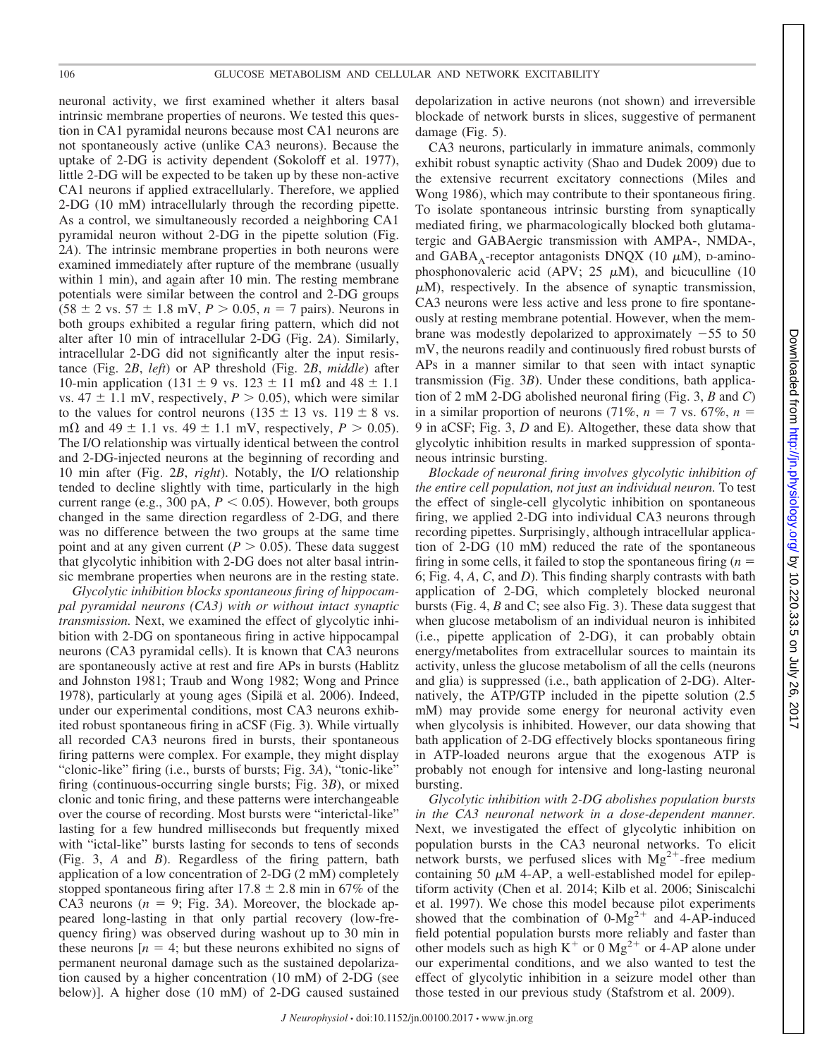neuronal activity, we first examined whether it alters basal intrinsic membrane properties of neurons. We tested this question in CA1 pyramidal neurons because most CA1 neurons are not spontaneously active (unlike CA3 neurons). Because the uptake of 2-DG is activity dependent (Sokoloff et al. 1977), little 2-DG will be expected to be taken up by these non-active CA1 neurons if applied extracellularly. Therefore, we applied 2-DG (10 mM) intracellularly through the recording pipette. As a control, we simultaneously recorded a neighboring CA1 pyramidal neuron without 2-DG in the pipette solution (Fig. 2*A*). The intrinsic membrane properties in both neurons were examined immediately after rupture of the membrane (usually within 1 min), and again after 10 min. The resting membrane potentials were similar between the control and 2-DG groups ($58 \pm 2$ vs. $57 \pm 1.8$ mV, $P > 0.05$, $n = 7$ pairs). Neurons in both groups exhibited a regular firing pattern, which did not alter after 10 min of intracellular 2-DG (Fig. 2*A*). Similarly, intracellular 2-DG did not significantly alter the input resistance (Fig. 2*B*, *left*) or AP threshold (Fig. 2*B*, *middle*) after 10-min application ($131 \pm 9$ vs. $123 \pm 11$ mΩ and $48 \pm 1.1$ vs. $47 \pm 1.1$ mV, respectively, $P > 0.05$), which were similar to the values for control neurons ($135 \pm 13$ vs. $119 \pm 8$ vs. mΩ and $49 \pm 1.1$ vs. $49 \pm 1.1$ mV, respectively, $P > 0.05$). The I/O relationship was virtually identical between the control and 2-DG-injected neurons at the beginning of recording and 10 min after (Fig. 2*B*, *right*). Notably, the I/O relationship tended to decline slightly with time, particularly in the high current range (e.g., 300 pA, $P < 0.05$). However, both groups changed in the same direction regardless of 2-DG, and there was no difference between the two groups at the same time point and at any given current ($P > 0.05$). These data suggest that glycolytic inhibition with 2-DG does not alter basal intrinsic membrane properties when neurons are in the resting state.

*Glycolytic inhibition blocks spontaneous firing of hippocampal pyramidal neurons (CA3) with or without intact synaptic transmission.* Next, we examined the effect of glycolytic inhibition with 2-DG on spontaneous firing in active hippocampal neurons (CA3 pyramidal cells). It is known that CA3 neurons are spontaneously active at rest and fire APs in bursts (Hablitz and Johnston 1981; Traub and Wong 1982; Wong and Prince 1978), particularly at young ages (Sipilä et al. 2006). Indeed, under our experimental conditions, most CA3 neurons exhibited robust spontaneous firing in aCSF (Fig. 3). While virtually all recorded CA3 neurons fired in bursts, their spontaneous firing patterns were complex. For example, they might display "clonic-like" firing (i.e., bursts of bursts; Fig. 3*A*), "tonic-like" firing (continuous-occurring single bursts; Fig. 3*B*), or mixed clonic and tonic firing, and these patterns were interchangeable over the course of recording. Most bursts were "interictal-like" lasting for a few hundred milliseconds but frequently mixed with "ictal-like" bursts lasting for seconds to tens of seconds (Fig. 3, *A* and *B*). Regardless of the firing pattern, bath application of a low concentration of 2-DG (2 mM) completely stopped spontaneous firing after $17.8 \pm 2.8$ min in 67% of the CA3 neurons ($n = 9$; Fig. 3*A*). Moreover, the blockade appeared long-lasting in that only partial recovery (low-frequency firing) was observed during washout up to 30 min in these neurons [$n = 4$; but these neurons exhibited no signs of permanent neuronal damage such as the sustained depolarization caused by a higher concentration (10 mM) of 2-DG (see below)]. A higher dose (10 mM) of 2-DG caused sustained depolarization in active neurons (not shown) and irreversible blockade of network bursts in slices, suggestive of permanent damage (Fig. 5).

CA3 neurons, particularly in immature animals, commonly exhibit robust synaptic activity (Shao and Dudek 2009) due to the extensive recurrent excitatory connections (Miles and Wong 1986), which may contribute to their spontaneous firing. To isolate spontaneous intrinsic bursting from synaptically mediated firing, we pharmacologically blocked both glutamatergic and GABAergic transmission with AMPA-, NMDA-, and $GABA_A$-receptor antagonists DNQX (10 μM), D-aminophosphonovaleric acid (APV; 25 μM), and bicuculline (10 μM), respectively. In the absence of synaptic transmission, CA3 neurons were less active and less prone to fire spontaneously at resting membrane potential. However, when the membrane was modestly depolarized to approximately −55 to 50 mV, the neurons readily and continuously fired robust bursts of APs in a manner similar to that seen with intact synaptic transmission (Fig. 3*B*). Under these conditions, bath application of 2 mM 2-DG abolished neuronal firing (Fig. 3, *B* and *C*) in a similar proportion of neurons (71%, $n = 7$ vs. 67%, $n = 9$ in aCSF; Fig. 3, *D* and E). Altogether, these data show that glycolytic inhibition results in marked suppression of spontaneous intrinsic bursting.

*Blockade of neuronal firing involves glycolytic inhibition of the entire cell population, not just an individual neuron.* To test the effect of single-cell glycolytic inhibition on spontaneous firing, we applied 2-DG into individual CA3 neurons through recording pipettes. Surprisingly, although intracellular application of 2-DG (10 mM) reduced the rate of the spontaneous firing in some cells, it failed to stop the spontaneous firing ($n = 6$; Fig. 4, *A*, *C*, and *D*). This finding sharply contrasts with bath application of 2-DG, which completely blocked neuronal bursts (Fig. 4, *B* and C; see also Fig. 3). These data suggest that when glucose metabolism of an individual neuron is inhibited (i.e., pipette application of 2-DG), it can probably obtain energy/metabolites from extracellular sources to maintain its activity, unless the glucose metabolism of all the cells (neurons and glia) is suppressed (i.e., bath application of 2-DG). Alternatively, the ATP/GTP included in the pipette solution (2.5 mM) may provide some energy for neuronal activity even when glycolysis is inhibited. However, our data showing that bath application of 2-DG effectively blocks spontaneous firing in ATP-loaded neurons argue that the exogenous ATP is probably not enough for intensive and long-lasting neuronal bursting.

*Glycolytic inhibition with 2-DG abolishes population bursts in the CA3 neuronal network in a dose-dependent manner.* Next, we investigated the effect of glycolytic inhibition on population bursts in the CA3 neuronal networks. To elicit network bursts, we perfused slices with $Mg^{2+}$-free medium containing 50 μM 4-AP, a well-established model for epileptiform activity (Chen et al. 2014; Kilb et al. 2006; Siniscalchi et al. 1997). We chose this model because pilot experiments showed that the combination of $0\text{-}Mg^{2+}$ and 4-AP-induced field potential population bursts more reliably and faster than other models such as high $K^+$ or 0 $Mg^{2+}$ or 4-AP alone under our experimental conditions, and we also wanted to test the effect of glycolytic inhibition in a seizure model other than those tested in our previous study (Stafstrom et al. 2009).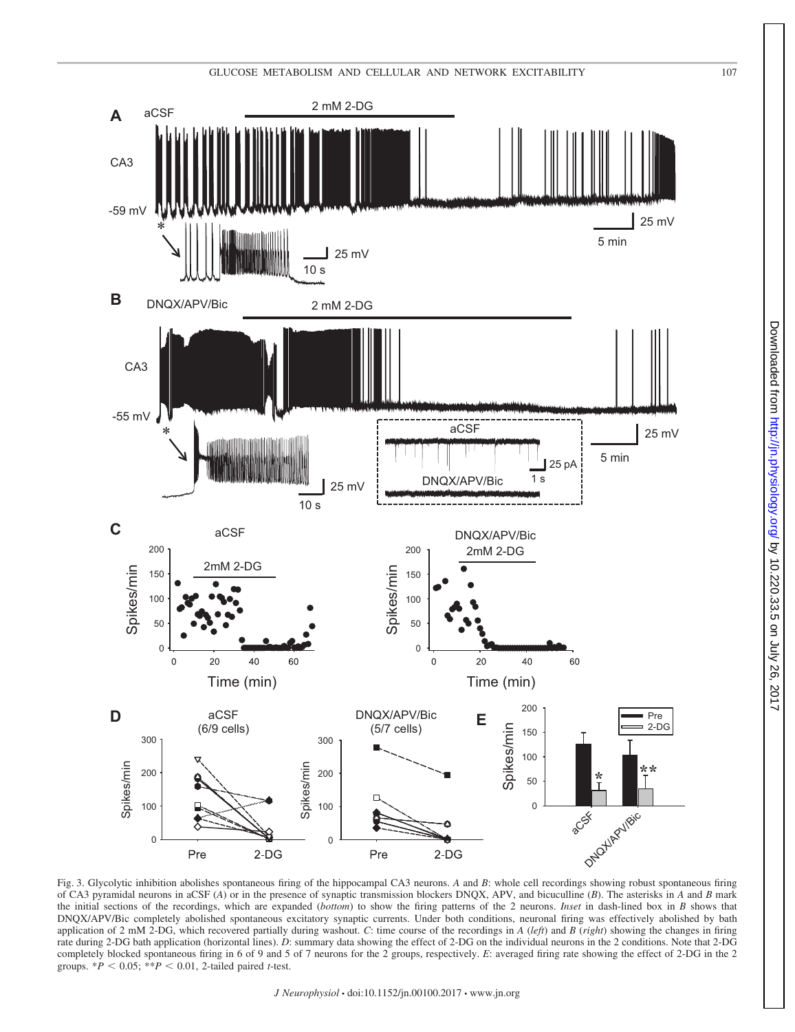Fig. 3. Glycolytic inhibition abolishes spontaneous firing of the hippocampal CA3 neurons. *A* and *B*: whole cell recordings showing robust spontaneous firing of CA3 pyramidal neurons in aCSF (*A*) or in the presence of synaptic transmission blockers DNQX, APV, and bicuculline (*B*). The asterisks in *A* and *B* mark the initial sections of the recordings, which are expanded (*bottom*) to show the firing patterns of the 2 neurons. *Inset* in dash-lined box in *B* shows that DNQX/APV/Bic completely abolished spontaneous excitatory synaptic currents. Under both conditions, neuronal firing was effectively abolished by bath application of 2 mM 2-DG, which recovered partially during washout. *C*: time course of the recordings in *A* (*left*) and *B* (*right*) showing the changes in firing rate during 2-DG bath application (horizontal lines). *D*: summary data showing the effect of 2-DG on the individual neurons in the 2 conditions. Note that 2-DG completely blocked spontaneous firing in 6 of 9 and 5 of 7 neurons for the 2 groups, respectively. *E*: averaged firing rate showing the effect of 2-DG in the 2 groups. $^{*}P < 0.05$; $^{**}P < 0.01$, 2-tailed paired *t*-test.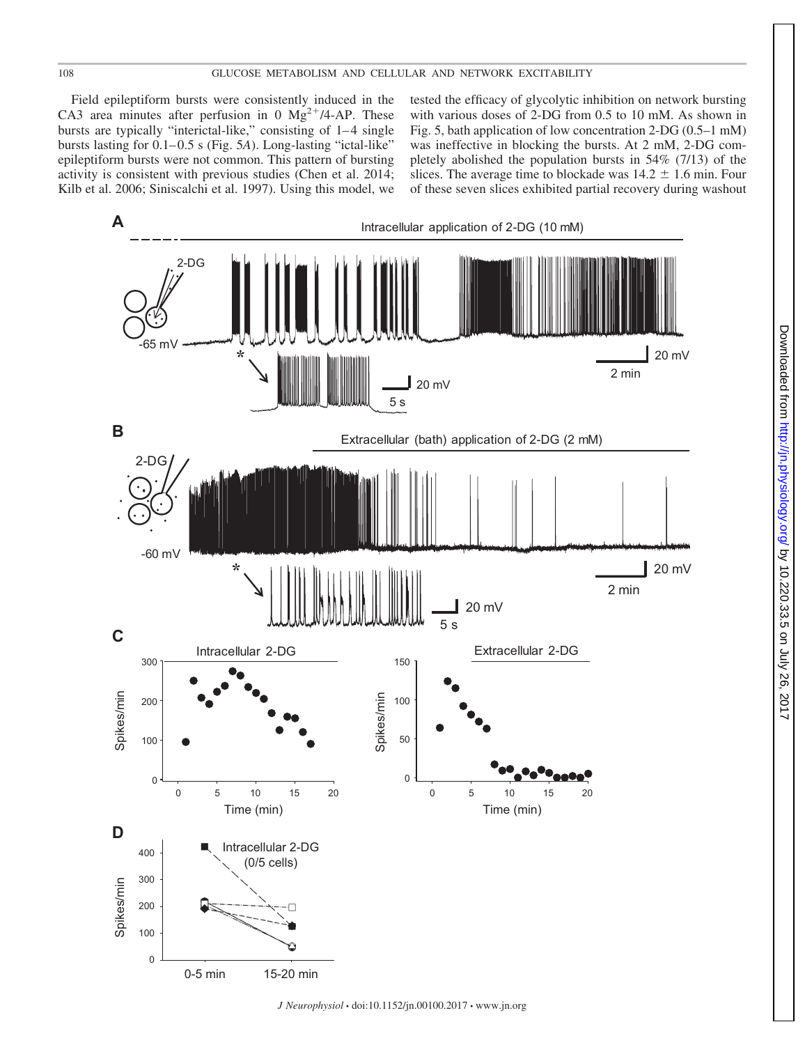Field epileptiform bursts were consistently induced in the CA3 area minutes after perfusion in 0 $Mg^{2+}$/4-AP. These bursts are typically "interictal-like," consisting of 1–4 single bursts lasting for 0.1–0.5 s (Fig. 5*A*). Long-lasting "ictal-like" epileptiform bursts were not common. This pattern of bursting activity is consistent with previous studies (Chen et al. 2014; Kilb et al. 2006; Siniscalchi et al. 1997). Using this model, we tested the efficacy of glycolytic inhibition on network bursting with various doses of 2-DG from 0.5 to 10 mM. As shown in Fig. 5, bath application of low concentration 2-DG (0.5–1 mM) was ineffective in blocking the bursts. At 2 mM, 2-DG completely abolished the population bursts in 54% (7/13) of the slices. The average time to blockade was 14.2 ± 1.6 min. Four of these seven slices exhibited partial recovery during washout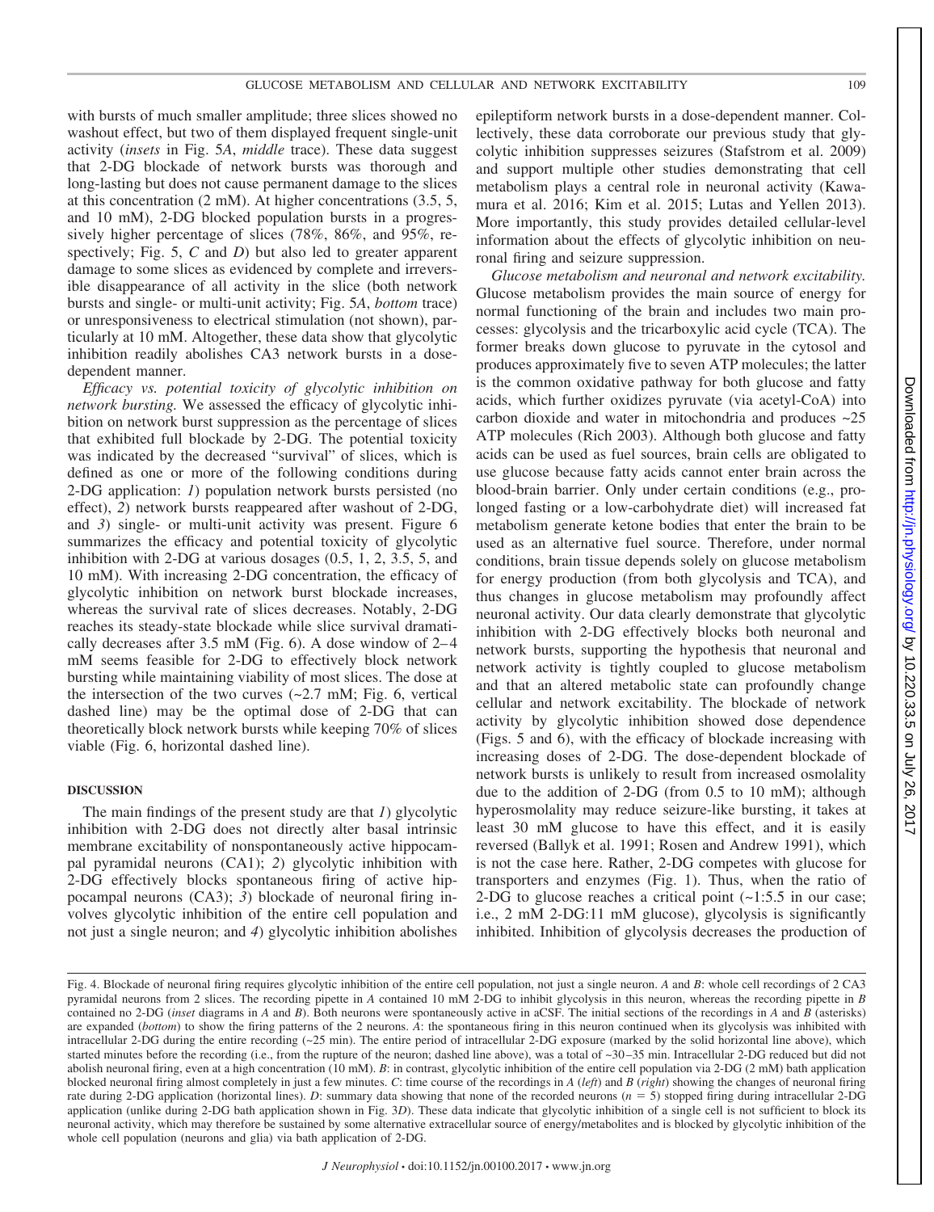with bursts of much smaller amplitude; three slices showed no washout effect, but two of them displayed frequent single-unit activity (*insets* in Fig. 5*A*, *middle* trace). These data suggest that 2-DG blockade of network bursts was thorough and long-lasting but does not cause permanent damage to the slices at this concentration (2 mM). At higher concentrations (3.5, 5, and 10 mM), 2-DG blocked population bursts in a progressively higher percentage of slices (78%, 86%, and 95%, respectively; Fig. 5, *C* and *D*) but also led to greater apparent damage to some slices as evidenced by complete and irreversible disappearance of all activity in the slice (both network bursts and single- or multi-unit activity; Fig. 5*A*, *bottom* trace) or unresponsiveness to electrical stimulation (not shown), particularly at 10 mM. Altogether, these data show that glycolytic inhibition readily abolishes CA3 network bursts in a dose-dependent manner.

*Efficacy vs. potential toxicity of glycolytic inhibition on network bursting.* We assessed the efficacy of glycolytic inhibition on network burst suppression as the percentage of slices that exhibited full blockade by 2-DG. The potential toxicity was indicated by the decreased "survival" of slices, which is defined as one or more of the following conditions during 2-DG application: *1*) population network bursts persisted (no effect), *2*) network bursts reappeared after washout of 2-DG, and *3*) single- or multi-unit activity was present. Figure 6 summarizes the efficacy and potential toxicity of glycolytic inhibition with 2-DG at various dosages (0.5, 1, 2, 3.5, 5, and 10 mM). With increasing 2-DG concentration, the efficacy of glycolytic inhibition on network burst blockade increases, whereas the survival rate of slices decreases. Notably, 2-DG reaches its steady-state blockade while slice survival dramatically decreases after 3.5 mM (Fig. 6). A dose window of 2–4 mM seems feasible for 2-DG to effectively block network bursting while maintaining viability of most slices. The dose at the intersection of the two curves (~2.7 mM; Fig. 6, vertical dashed line) may be the optimal dose of 2-DG that can theoretically block network bursts while keeping 70% of slices viable (Fig. 6, horizontal dashed line).

## DISCUSSION

The main findings of the present study are that *1*) glycolytic inhibition with 2-DG does not directly alter basal intrinsic membrane excitability of nonspontaneously active hippocampal pyramidal neurons (CA1); *2*) glycolytic inhibition with 2-DG effectively blocks spontaneous firing of active hippocampal neurons (CA3); *3*) blockade of neuronal firing involves glycolytic inhibition of the entire cell population and not just a single neuron; and *4*) glycolytic inhibition abolishes epileptiform network bursts in a dose-dependent manner. Collectively, these data corroborate our previous study that glycolytic inhibition suppresses seizures (Stafstrom et al. 2009) and support multiple other studies demonstrating that cell metabolism plays a central role in neuronal activity (Kawamura et al. 2016; Kim et al. 2015; Lutas and Yellen 2013). More importantly, this study provides detailed cellular-level information about the effects of glycolytic inhibition on neuronal firing and seizure suppression.

*Glucose metabolism and neuronal and network excitability.* Glucose metabolism provides the main source of energy for normal functioning of the brain and includes two main processes: glycolysis and the tricarboxylic acid cycle (TCA). The former breaks down glucose to pyruvate in the cytosol and produces approximately five to seven ATP molecules; the latter is the common oxidative pathway for both glucose and fatty acids, which further oxidizes pyruvate (via acetyl-CoA) into carbon dioxide and water in mitochondria and produces ~25 ATP molecules (Rich 2003). Although both glucose and fatty acids can be used as fuel sources, brain cells are obligated to use glucose because fatty acids cannot enter brain across the blood-brain barrier. Only under certain conditions (e.g., prolonged fasting or a low-carbohydrate diet) will increased fat metabolism generate ketone bodies that enter the brain to be used as an alternative fuel source. Therefore, under normal conditions, brain tissue depends solely on glucose metabolism for energy production (from both glycolysis and TCA), and thus changes in glucose metabolism may profoundly affect neuronal activity. Our data clearly demonstrate that glycolytic inhibition with 2-DG effectively blocks both neuronal and network bursts, supporting the hypothesis that neuronal and network activity is tightly coupled to glucose metabolism and that an altered metabolic state can profoundly change cellular and network excitability. The blockade of network activity by glycolytic inhibition showed dose dependence (Figs. 5 and 6), with the efficacy of blockade increasing with increasing doses of 2-DG. The dose-dependent blockade of network bursts is unlikely to result from increased osmolality due to the addition of 2-DG (from 0.5 to 10 mM); although hyperosmolality may reduce seizure-like bursting, it takes at least 30 mM glucose to have this effect, and it is easily reversed (Ballyk et al. 1991; Rosen and Andrew 1991), which is not the case here. Rather, 2-DG competes with glucose for transporters and enzymes (Fig. 1). Thus, when the ratio of 2-DG to glucose reaches a critical point (~1:5.5 in our case; i.e., 2 mM 2-DG:11 mM glucose), glycolysis is significantly inhibited. Inhibition of glycolysis decreases the production of

Fig. 4. Blockade of neuronal firing requires glycolytic inhibition of the entire cell population, not just a single neuron. *A* and *B*: whole cell recordings of 2 CA3 pyramidal neurons from 2 slices. The recording pipette in *A* contained 10 mM 2-DG to inhibit glycolysis in this neuron, whereas the recording pipette in *B* contained no 2-DG (*inset* diagrams in *A* and *B*). Both neurons were spontaneously active in aCSF. The initial sections of the recordings in *A* and *B* (asterisks) are expanded (*bottom*) to show the firing patterns of the 2 neurons. *A*: the spontaneous firing in this neuron continued when its glycolysis was inhibited with intracellular 2-DG during the entire recording (~25 min). The entire period of intracellular 2-DG exposure (marked by the solid horizontal line above), which started minutes before the recording (i.e., from the rupture of the neuron; dashed line above), was a total of ~30–35 min. Intracellular 2-DG reduced but did not abolish neuronal firing, even at a high concentration (10 mM). *B*: in contrast, glycolytic inhibition of the entire cell population via 2-DG (2 mM) bath application blocked neuronal firing almost completely in just a few minutes. *C*: time course of the recordings in *A* (*left*) and *B* (*right*) showing the changes of neuronal firing rate during 2-DG application (horizontal lines). *D*: summary data showing that none of the recorded neurons ($n$ = 5) stopped firing during intracellular 2-DG application (unlike during 2-DG bath application shown in Fig. 3*D*). These data indicate that glycolytic inhibition of a single cell is not sufficient to block its neuronal activity, which may therefore be sustained by some alternative extracellular source of energy/metabolites and is blocked by glycolytic inhibition of the whole cell population (neurons and glia) via bath application of 2-DG.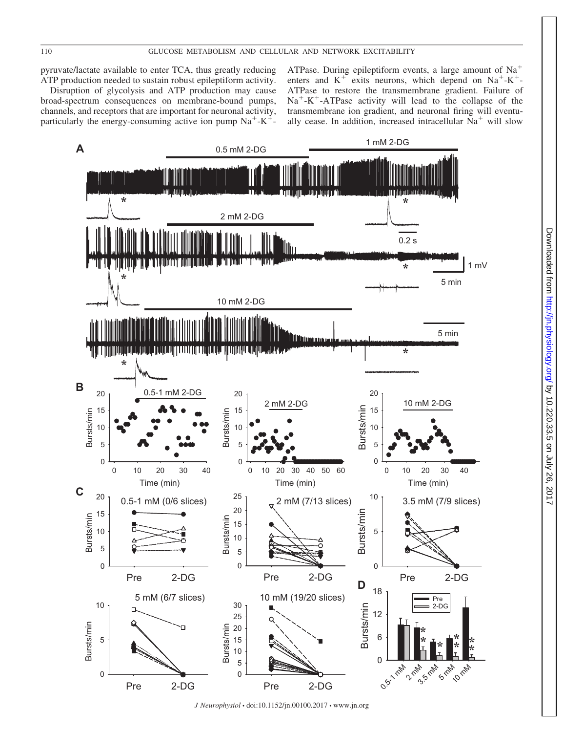pyruvate/lactate available to enter TCA, thus greatly reducing ATP production needed to sustain robust epileptiform activity.

Disruption of glycolysis and ATP production may cause broad-spectrum consequences on membrane-bound pumps, channels, and receptors that are important for neuronal activity, particularly the energy-consuming active ion pump $Na^+$-$K^+$-ATPase. During epileptiform events, a large amount of $Na^+$ enters and $K^+$ exits neurons, which depend on $Na^+$-$K^+$-ATPase to restore the transmembrane gradient. Failure of $Na^+$-$K^+$-ATPase activity will lead to the collapse of the transmembrane ion gradient, and neuronal firing will eventually cease. In addition, increased intracellular $Na^+$ will slow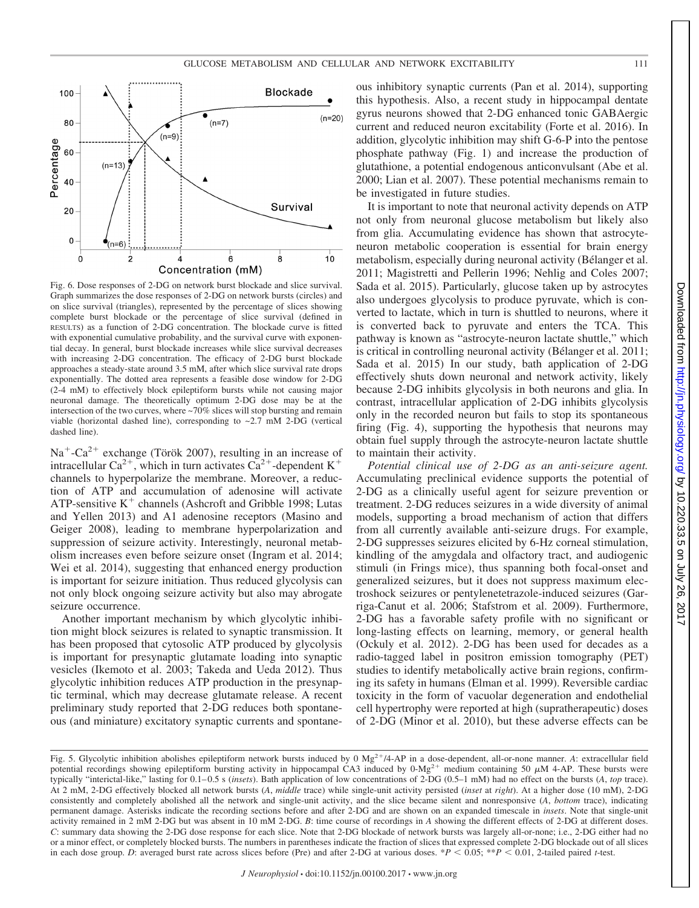Fig. 6. Dose responses of 2-DG on network burst blockade and slice survival. Graph summarizes the dose responses of 2-DG on network bursts (circles) and on slice survival (triangles), represented by the percentage of slices showing complete burst blockade or the percentage of slice survival (defined in RESULTS) as a function of 2-DG concentration. The blockade curve is fitted with exponential cumulative probability, and the survival curve with exponential decay. In general, burst blockade increases while slice survival decreases with increasing 2-DG concentration. The efficacy of 2-DG burst blockade approaches a steady-state around 3.5 mM, after which slice survival rate drops exponentially. The dotted area represents a feasible dose window for 2-DG (2-4 mM) to effectively block epileptiform bursts while not causing major neuronal damage. The theoretically optimum 2-DG dose may be at the intersection of the two curves, where ~70% slices will stop bursting and remain viable (horizontal dashed line), corresponding to ~2.7 mM 2-DG (vertical dashed line).

$Na^+$-$Ca^{2+}$ exchange (Török 2007), resulting in an increase of intracellular $Ca^{2+}$, which in turn activates $Ca^{2+}$-dependent $K^+$ channels to hyperpolarize the membrane. Moreover, a reduction of ATP and accumulation of adenosine will activate ATP-sensitive $K^+$ channels (Ashcroft and Gribble 1998; Lutas and Yellen 2013) and A1 adenosine receptors (Masino and Geiger 2008), leading to membrane hyperpolarization and suppression of seizure activity. Interestingly, neuronal metabolism increases even before seizure onset (Ingram et al. 2014; Wei et al. 2014), suggesting that enhanced energy production is important for seizure initiation. Thus reduced glycolysis can not only block ongoing seizure activity but also may abrogate seizure occurrence.

Another important mechanism by which glycolytic inhibition might block seizures is related to synaptic transmission. It has been proposed that cytosolic ATP produced by glycolysis is important for presynaptic glutamate loading into synaptic vesicles (Ikemoto et al. 2003; Takeda and Ueda 2012). Thus glycolytic inhibition reduces ATP production in the presynaptic terminal, which may decrease glutamate release. A recent preliminary study reported that 2-DG reduces both spontaneous (and miniature) excitatory synaptic currents and spontaneous inhibitory synaptic currents (Pan et al. 2014), supporting this hypothesis. Also, a recent study in hippocampal dentate gyrus neurons showed that 2-DG enhanced tonic GABAergic current and reduced neuron excitability (Forte et al. 2016). In addition, glycolytic inhibition may shift G-6-P into the pentose phosphate pathway (Fig. 1) and increase the production of glutathione, a potential endogenous anticonvulsant (Abe et al. 2000; Lian et al. 2007). These potential mechanisms remain to be investigated in future studies.

It is important to note that neuronal activity depends on ATP not only from neuronal glucose metabolism but likely also from glia. Accumulating evidence has shown that astrocyte-neuron metabolic cooperation is essential for brain energy metabolism, especially during neuronal activity (Bélanger et al. 2011; Magistretti and Pellerin 1996; Nehlig and Coles 2007; Sada et al. 2015). Particularly, glucose taken up by astrocytes also undergoes glycolysis to produce pyruvate, which is converted to lactate, which in turn is shuttled to neurons, where it is converted back to pyruvate and enters the TCA. This pathway is known as "astrocyte-neuron lactate shuttle," which is critical in controlling neuronal activity (Bélanger et al. 2011; Sada et al. 2015) In our study, bath application of 2-DG effectively shuts down neuronal and network activity, likely because 2-DG inhibits glycolysis in both neurons and glia. In contrast, intracellular application of 2-DG inhibits glycolysis only in the recorded neuron but fails to stop its spontaneous firing (Fig. 4), supporting the hypothesis that neurons may obtain fuel supply through the astrocyte-neuron lactate shuttle to maintain their activity.

*Potential clinical use of 2-DG as an anti-seizure agent.* Accumulating preclinical evidence supports the potential of 2-DG as a clinically useful agent for seizure prevention or treatment. 2-DG reduces seizures in a wide diversity of animal models, supporting a broad mechanism of action that differs from all currently available anti-seizure drugs. For example, 2-DG suppresses seizures elicited by 6-Hz corneal stimulation, kindling of the amygdala and olfactory tract, and audiogenic stimuli (in Frings mice), thus spanning both focal-onset and generalized seizures, but it does not suppress maximum electroshock seizures or pentylenetetrazole-induced seizures (Garriga-Canut et al. 2006; Stafstrom et al. 2009). Furthermore, 2-DG has a favorable safety profile with no significant or long-lasting effects on learning, memory, or general health (Ockuly et al. 2012). 2-DG has been used for decades as a radio-tagged label in positron emission tomography (PET) studies to identify metabolically active brain regions, confirming its safety in humans (Elman et al. 1999). Reversible cardiac toxicity in the form of vacuolar degeneration and endothelial cell hypertrophy were reported at high (supratherapeutic) doses of 2-DG (Minor et al. 2010), but these adverse effects can be

Fig. 5. Glycolytic inhibition abolishes epileptiform network bursts induced by 0 $Mg^{2+}$/4-AP in a dose-dependent, all-or-none manner. *A*: extracellular field potential recordings showing epileptiform bursting activity in hippocampal CA3 induced by 0-$Mg^{2+}$ medium containing 50 $\mu$M 4-AP. These bursts were typically "interictal-like," lasting for 0.1–0.5 s (*insets*). Bath application of low concentrations of 2-DG (0.5–1 mM) had no effect on the bursts (*A*, *top* trace). At 2 mM, 2-DG effectively blocked all network bursts (*A*, *middle* trace) while single-unit activity persisted (*inset* at *right*). At a higher dose (10 mM), 2-DG consistently and completely abolished all the network and single-unit activity, and the slice became silent and nonresponsive (*A*, *bottom* trace), indicating permanent damage. Asterisks indicate the recording sections before and after 2-DG and are shown on an expanded timescale in *insets*. Note that single-unit activity remained in 2 mM 2-DG but was absent in 10 mM 2-DG. *B*: time course of recordings in *A* showing the different effects of 2-DG at different doses. *C*: summary data showing the 2-DG dose response for each slice. Note that 2-DG blockade of network bursts was largely all-or-none; i.e., 2-DG either had no or a minor effect, or completely blocked bursts. The numbers in parentheses indicate the fraction of slices that expressed complete 2-DG blockade out of all slices in each dose group. *D*: averaged burst rate across slices before (Pre) and after 2-DG at various doses. *$P < 0.05$; **$P < 0.01$, 2-tailed paired *t*-test.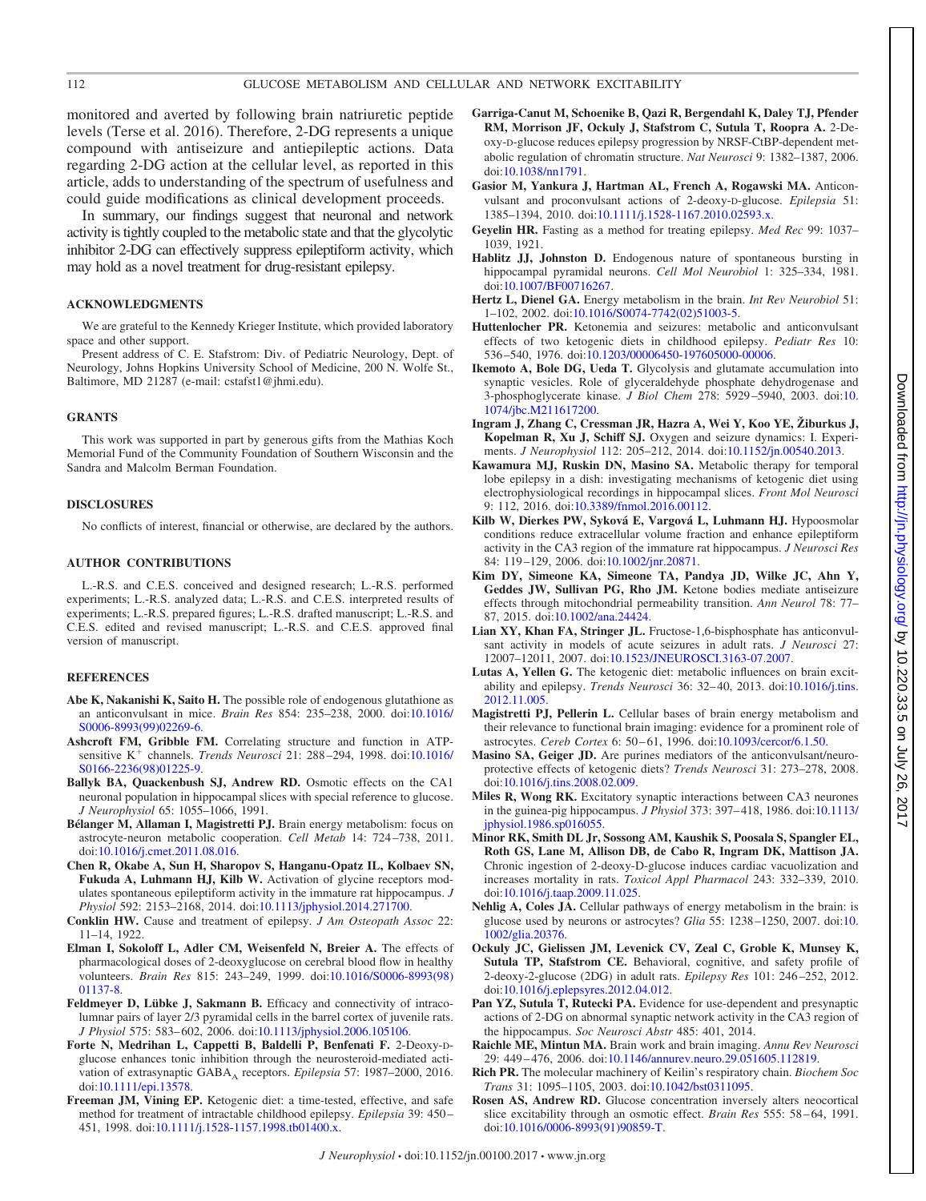monitored and averted by following brain natriuretic peptide levels (Terse et al. 2016). Therefore, 2-DG represents a unique compound with antiseizure and antiepileptic actions. Data regarding 2-DG action at the cellular level, as reported in this article, adds to understanding of the spectrum of usefulness and could guide modifications as clinical development proceeds.

In summary, our findings suggest that neuronal and network activity is tightly coupled to the metabolic state and that the glycolytic inhibitor 2-DG can effectively suppress epileptiform activity, which may hold as a novel treatment for drug-resistant epilepsy.

## ACKNOWLEDGMENTS

We are grateful to the Kennedy Krieger Institute, which provided laboratory space and other support.

Present address of C. E. Stafstrom: Div. of Pediatric Neurology, Dept. of Neurology, Johns Hopkins University School of Medicine, 200 N. Wolfe St., Baltimore, MD 21287 (e-mail: cstafst1@jhmi.edu).

## GRANTS

This work was supported in part by generous gifts from the Mathias Koch Memorial Fund of the Community Foundation of Southern Wisconsin and the Sandra and Malcolm Berman Foundation.

## DISCLOSURES

No conflicts of interest, financial or otherwise, are declared by the authors.

## AUTHOR CONTRIBUTIONS

L.-R.S. and C.E.S. conceived and designed research; L.-R.S. performed experiments; L.-R.S. analyzed data; L.-R.S. and C.E.S. interpreted results of experiments; L.-R.S. prepared figures; L.-R.S. drafted manuscript; L.-R.S. and C.E.S. edited and revised manuscript; L.-R.S. and C.E.S. approved final version of manuscript.

## REFERENCES

**Abe K, Nakanishi K, Saito H.** The possible role of endogenous glutathione as an anticonvulsant in mice. *Brain Res* 854: 235–238, 2000. doi:10.1016/S0006-8993(99)02269-6.

**Ashcroft FM, Gribble FM.** Correlating structure and function in ATP-sensitive $K^+$ channels. *Trends Neurosci* 21: 288–294, 1998. doi:10.1016/S0166-2236(98)01225-9.

**Ballyk BA, Quackenbush SJ, Andrew RD.** Osmotic effects on the CA1 neuronal population in hippocampal slices with special reference to glucose. *J Neurophysiol* 65: 1055–1066, 1991.

**Bélanger M, Allaman I, Magistretti PJ.** Brain energy metabolism: focus on astrocyte-neuron metabolic cooperation. *Cell Metab* 14: 724–738, 2011. doi:10.1016/j.cmet.2011.08.016.

**Chen R, Okabe A, Sun H, Sharopov S, Hanganu-Opatz IL, Kolbaev SN, Fukuda A, Luhmann HJ, Kilb W.** Activation of glycine receptors modulates spontaneous epileptiform activity in the immature rat hippocampus. *J Physiol* 592: 2153–2168, 2014. doi:10.1113/jphysiol.2014.271700.

**Conklin HW.** Cause and treatment of epilepsy. *J Am Osteopath Assoc* 22: 11–14, 1922.

**Elman I, Sokoloff L, Adler CM, Weisenfeld N, Breier A.** The effects of pharmacological doses of 2-deoxyglucose on cerebral blood flow in healthy volunteers. *Brain Res* 815: 243–249, 1999. doi:10.1016/S0006-8993(98)01137-8.

**Feldmeyer D, Lübke J, Sakmann B.** Efficacy and connectivity of intracolumnar pairs of layer 2/3 pyramidal cells in the barrel cortex of juvenile rats. *J Physiol* 575: 583–602, 2006. doi:10.1113/jphysiol.2006.105106.

**Forte N, Medrihan L, Cappetti B, Baldelli P, Benfenati F.** 2-Deoxy-D-glucose enhances tonic inhibition through the neurosteroid-mediated activation of extrasynaptic $GABA_A$ receptors. *Epilepsia* 57: 1987–2000, 2016. doi:10.1111/epi.13578.

**Freeman JM, Vining EP.** Ketogenic diet: a time-tested, effective, and safe method for treatment of intractable childhood epilepsy. *Epilepsia* 39: 450–451, 1998. doi:10.1111/j.1528-1157.1998.tb01400.x.

**Garriga-Canut M, Schoenike B, Qazi R, Bergendahl K, Daley TJ, Pfender RM, Morrison JF, Ockuly J, Stafstrom C, Sutula T, Roopra A.** 2-Deoxy-D-glucose reduces epilepsy progression by NRSF-CtBP-dependent metabolic regulation of chromatin structure. *Nat Neurosci* 9: 1382–1387, 2006. doi:10.1038/nn1791.

**Gasior M, Yankura J, Hartman AL, French A, Rogawski MA.** Anticonvulsant and proconvulsant actions of 2-deoxy-D-glucose. *Epilepsia* 51: 1385–1394, 2010. doi:10.1111/j.1528-1167.2010.02593.x.

**Geyelin HR.** Fasting as a method for treating epilepsy. *Med Rec* 99: 1037–1039, 1921.

**Hablitz JJ, Johnston D.** Endogenous nature of spontaneous bursting in hippocampal pyramidal neurons. *Cell Mol Neurobiol* 1: 325–334, 1981. doi:10.1007/BF00716267.

**Hertz L, Dienel GA.** Energy metabolism in the brain. *Int Rev Neurobiol* 51: 1–102, 2002. doi:10.1016/S0074-7742(02)51003-5.

**Huttenlocher PR.** Ketonemia and seizures: metabolic and anticonvulsant effects of two ketogenic diets in childhood epilepsy. *Pediatr Res* 10: 536–540, 1976. doi:10.1203/00006450-197605000-00006.

**Ikemoto A, Bole DG, Ueda T.** Glycolysis and glutamate accumulation into synaptic vesicles. Role of glyceraldehyde phosphate dehydrogenase and 3-phosphoglycerate kinase. *J Biol Chem* 278: 5929–5940, 2003. doi:10.1074/jbc.M211617200.

**Ingram J, Zhang C, Cressman JR, Hazra A, Wei Y, Koo YE, Žiburkus J, Kopelman R, Xu J, Schiff SJ.** Oxygen and seizure dynamics: I. Experiments. *J Neurophysiol* 112: 205–212, 2014. doi:10.1152/jn.00540.2013.

**Kawamura MJ, Ruskin DN, Masino SA.** Metabolic therapy for temporal lobe epilepsy in a dish: investigating mechanisms of ketogenic diet using electrophysiological recordings in hippocampal slices. *Front Mol Neurosci* 9: 112, 2016. doi:10.3389/fnmol.2016.00112.

**Kilb W, Dierkes PW, Syková E, Vargová L, Luhmann HJ.** Hypoosmolar conditions reduce extracellular volume fraction and enhance epileptiform activity in the CA3 region of the immature rat hippocampus. *J Neurosci Res* 84: 119–129, 2006. doi:10.1002/jnr.20871.

**Kim DY, Simeone KA, Simeone TA, Pandya JD, Wilke JC, Ahn Y, Geddes JW, Sullivan PG, Rho JM.** Ketone bodies mediate antiseizure effects through mitochondrial permeability transition. *Ann Neurol* 78: 77–87, 2015. doi:10.1002/ana.24424.

**Lian XY, Khan FA, Stringer JL.** Fructose-1,6-bisphosphate has anticonvulsant activity in models of acute seizures in adult rats. *J Neurosci* 27: 12007–12011, 2007. doi:10.1523/JNEUROSCI.3163-07.2007.

**Lutas A, Yellen G.** The ketogenic diet: metabolic influences on brain excitability and epilepsy. *Trends Neurosci* 36: 32–40, 2013. doi:10.1016/j.tins.2012.11.005.

**Magistretti PJ, Pellerin L.** Cellular bases of brain energy metabolism and their relevance to functional brain imaging: evidence for a prominent role of astrocytes. *Cereb Cortex* 6: 50–61, 1996. doi:10.1093/cercor/6.1.50.

**Masino SA, Geiger JD.** Are purines mediators of the anticonvulsant/neuroprotective effects of ketogenic diets? *Trends Neurosci* 31: 273–278, 2008. doi:10.1016/j.tins.2008.02.009.

**Miles R, Wong RK.** Excitatory synaptic interactions between CA3 neurones in the guinea-pig hippocampus. *J Physiol* 373: 397–418, 1986. doi:10.1113/jphysiol.1986.sp016055.

**Minor RK, Smith DL Jr, Sossong AM, Kaushik S, Poosala S, Spangler EL, Roth GS, Lane M, Allison DB, de Cabo R, Ingram DK, Mattison JA.** Chronic ingestion of 2-deoxy-D-glucose induces cardiac vacuolization and increases mortality in rats. *Toxicol Appl Pharmacol* 243: 332–339, 2010. doi:10.1016/j.taap.2009.11.025.

**Nehlig A, Coles JA.** Cellular pathways of energy metabolism in the brain: is glucose used by neurons or astrocytes? *Glia* 55: 1238–1250, 2007. doi:10.1002/glia.20376.

**Ockuly JC, Gielissen JM, Levenick CV, Zeal C, Groble K, Munsey K, Sutula TP, Stafstrom CE.** Behavioral, cognitive, and safety profile of 2-deoxy-2-glucose (2DG) in adult rats. *Epilepsy Res* 101: 246–252, 2012. doi:10.1016/j.eplepsyres.2012.04.012.

**Pan YZ, Sutula T, Rutecki PA.** Evidence for use-dependent and presynaptic actions of 2-DG on abnormal synaptic network activity in the CA3 region of the hippocampus. *Soc Neurosci Abstr* 485: 401, 2014.

**Raichle ME, Mintun MA.** Brain work and brain imaging. *Annu Rev Neurosci* 29: 449–476, 2006. doi:10.1146/annurev.neuro.29.051605.112819.

**Rich PR.** The molecular machinery of Keilin's respiratory chain. *Biochem Soc Trans* 31: 1095–1105, 2003. doi:10.1042/bst0311095.

**Rosen AS, Andrew RD.** Glucose concentration inversely alters neocortical slice excitability through an osmotic effect. *Brain Res* 555: 58–64, 1991. doi:10.1016/0006-8993(91)90859-T.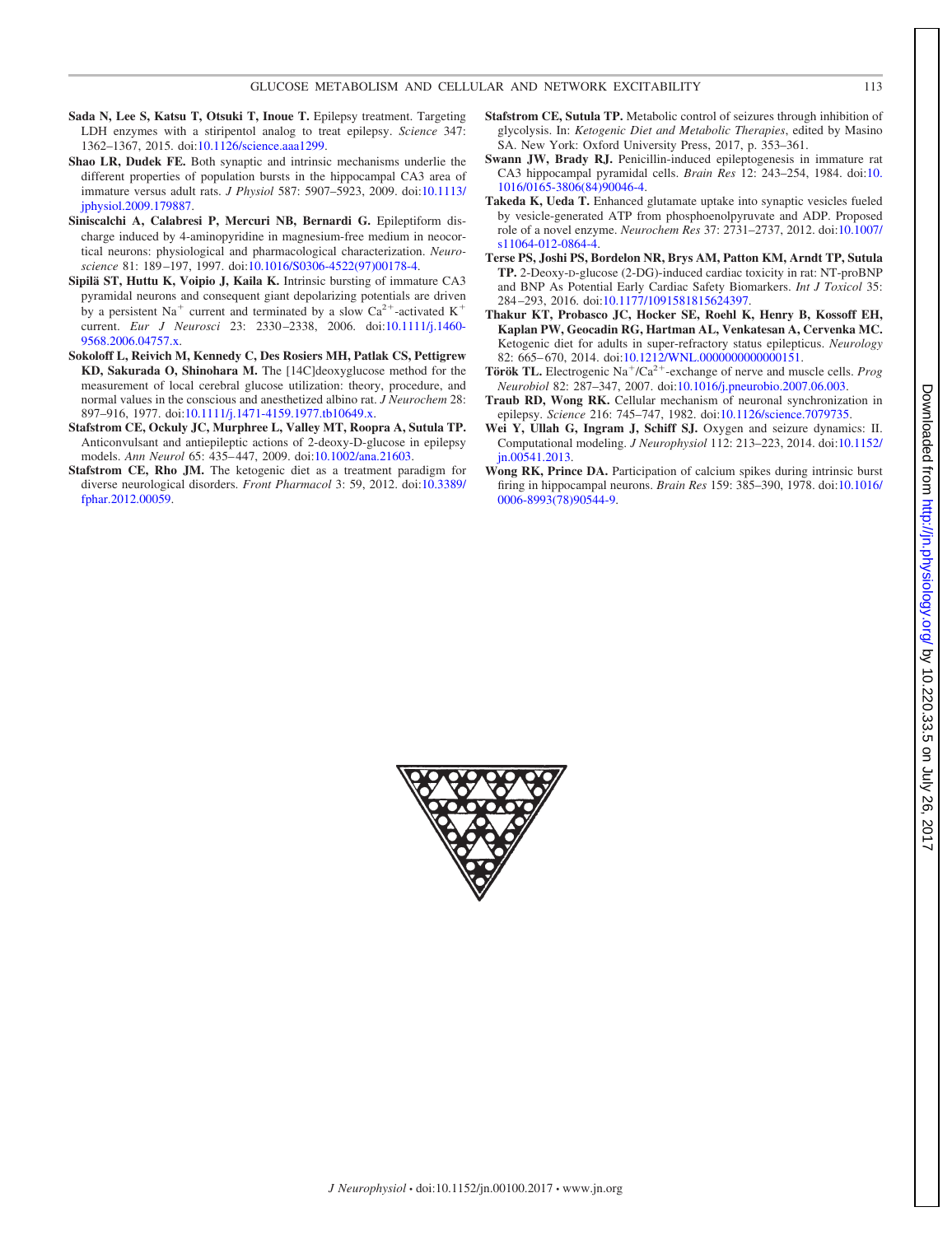**Sada N, Lee S, Katsu T, Otsuki T, Inoue T.** Epilepsy treatment. Targeting LDH enzymes with a stiripentol analog to treat epilepsy. *Science* 347: 1362–1367, 2015. doi:10.1126/science.aaa1299.

**Shao LR, Dudek FE.** Both synaptic and intrinsic mechanisms underlie the different properties of population bursts in the hippocampal CA3 area of immature versus adult rats. *J Physiol* 587: 5907–5923, 2009. doi:10.1113/jphysiol.2009.179887.

**Siniscalchi A, Calabresi P, Mercuri NB, Bernardi G.** Epileptiform discharge induced by 4-aminopyridine in magnesium-free medium in neocortical neurons: physiological and pharmacological characterization. *Neuroscience* 81: 189–197, 1997. doi:10.1016/S0306-4522(97)00178-4.

**Sipilä ST, Huttu K, Voipio J, Kaila K.** Intrinsic bursting of immature CA3 pyramidal neurons and consequent giant depolarizing potentials are driven by a persistent $Na^+$ current and terminated by a slow $Ca^{2+}$-activated $K^+$ current. *Eur J Neurosci* 23: 2330–2338, 2006. doi:10.1111/j.1460-9568.2006.04757.x.

**Sokoloff L, Reivich M, Kennedy C, Des Rosiers MH, Patlak CS, Pettigrew KD, Sakurada O, Shinohara M.** The [14C]deoxyglucose method for the measurement of local cerebral glucose utilization: theory, procedure, and normal values in the conscious and anesthetized albino rat. *J Neurochem* 28: 897–916, 1977. doi:10.1111/j.1471-4159.1977.tb10649.x.

**Stafstrom CE, Ockuly JC, Murphree L, Valley MT, Roopra A, Sutula TP.** Anticonvulsant and antiepileptic actions of 2-deoxy-D-glucose in epilepsy models. *Ann Neurol* 65: 435–447, 2009. doi:10.1002/ana.21603.

**Stafstrom CE, Rho JM.** The ketogenic diet as a treatment paradigm for diverse neurological disorders. *Front Pharmacol* 3: 59, 2012. doi:10.3389/fphar.2012.00059.

**Stafstrom CE, Sutula TP.** Metabolic control of seizures through inhibition of glycolysis. In: *Ketogenic Diet and Metabolic Therapies*, edited by Masino SA. New York: Oxford University Press, 2017, p. 353–361.

**Swann JW, Brady RJ.** Penicillin-induced epileptogenesis in immature rat CA3 hippocampal pyramidal cells. *Brain Res* 12: 243–254, 1984. doi:10.1016/0165-3806(84)90046-4.

**Takeda K, Ueda T.** Enhanced glutamate uptake into synaptic vesicles fueled by vesicle-generated ATP from phosphoenolpyruvate and ADP. Proposed role of a novel enzyme. *Neurochem Res* 37: 2731–2737, 2012. doi:10.1007/s11064-012-0864-4.

**Terse PS, Joshi PS, Bordelon NR, Brys AM, Patton KM, Arndt TP, Sutula TP.** 2-Deoxy-D-glucose (2-DG)-induced cardiac toxicity in rat: NT-proBNP and BNP As Potential Early Cardiac Safety Biomarkers. *Int J Toxicol* 35: 284–293, 2016. doi:10.1177/1091581815624397.

**Thakur KT, Probasco JC, Hocker SE, Roehl K, Henry B, Kossoff EH, Kaplan PW, Geocadin RG, Hartman AL, Venkatesan A, Cervenka MC.** Ketogenic diet for adults in super-refractory status epilepticus. *Neurology* 82: 665–670, 2014. doi:10.1212/WNL.0000000000000151.

**Török TL.** Electrogenic $Na^+$/$Ca^{2+}$-exchange of nerve and muscle cells. *Prog Neurobiol* 82: 287–347, 2007. doi:10.1016/j.pneurobio.2007.06.003.

**Traub RD, Wong RK.** Cellular mechanism of neuronal synchronization in epilepsy. *Science* 216: 745–747, 1982. doi:10.1126/science.7079735.

**Wei Y, Ullah G, Ingram J, Schiff SJ.** Oxygen and seizure dynamics: II. Computational modeling. *J Neurophysiol* 112: 213–223, 2014. doi:10.1152/jn.00541.2013.

**Wong RK, Prince DA.** Participation of calcium spikes during intrinsic burst firing in hippocampal neurons. *Brain Res* 159: 385–390, 1978. doi:10.1016/0006-8993(78)90544-9.